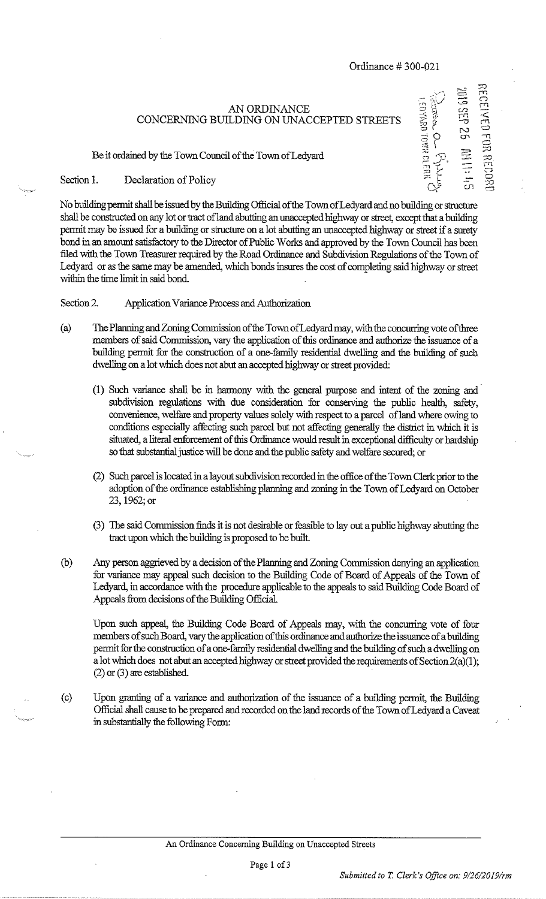Ordinance # 300-021

# AN ORDINANCE
# CONCERNING BUILDING ON UNACCEPTED STREETS

Be it ordained by the Town Council of the Town of Ledyard

Section 1. Declaration of Policy

No building permit shall be issued by the Building Official of the Town of Ledyard and no building or structure shall be constructed on any lot or tract of land abutting an unaccepted highway or street, except that a building permit may be issued for a building or structure on a lot abutting an unaccepted highway or street if a surety bond in an amount satisfactory to the Director of Public Works and approved by the Town Council has been filed with the Town Treasurer required by the Road Ordinance and Subdivision Regulations of the Town of Ledyard or as the same may be amended, which bonds insures the cost of completing said highway or street within the time limit in said bond.

Section 2. Application Variance Process and Authorization

(a) The Planning and Zoning Commission of the Town of Ledyard may, with the concurring vote of three members of said Commission, vary the application of this ordinance and authorize the issuance of a building permit for the construction of a one-family residential dwelling and the building of such dwelling on a lot which does not abut an accepted highway or street provided:

(1) Such variance shall be in harmony with the general purpose and intent of the zoning and subdivision regulations with due consideration for conserving the public health, safety, convenience, welfare and property values solely with respect to a parcel of land where owing to conditions especially affecting such parcel but not affecting generally the district in which it is situated, a literal enforcement of this Ordinance would result in exceptional difficulty or hardship so that substantial justice will be done and the public safety and welfare secured; or

(2) Such parcel is located in a layout subdivision recorded in the office of the Town Clerk prior to the adoption of the ordinance establishing planning and zoning in the Town of Ledyard on October 23, 1962; or

(3) The said Commission finds it is not desirable or feasible to lay out a public highway abutting the tract upon which the building is proposed to be built.

(b) Any person aggrieved by a decision of the Planning and Zoning Commission denying an application for variance may appeal such decision to the Building Code of Board of Appeals of the Town of Ledyard, in accordance with the procedure applicable to the appeals to said Building Code Board of Appeals from decisions of the Building Official.

Upon such appeal, the Building Code Board of Appeals may, with the concurring vote of four members of such Board, vary the application of this ordinance and authorize the issuance of a building permit for the construction of a one-family residential dwelling and the building of such a dwelling on a lot which does not abut an accepted highway or street provided the requirements of Section 2(a)(1); (2) or (3) are established.

(c) Upon granting of a variance and authorization of the issuance of a building permit, the Building Official shall cause to be prepared and recorded on the land records of the Town of Ledyard a Caveat in substantially the following Form:

*Submitted to T. Clerk's Office on: 9/26/2019/rm*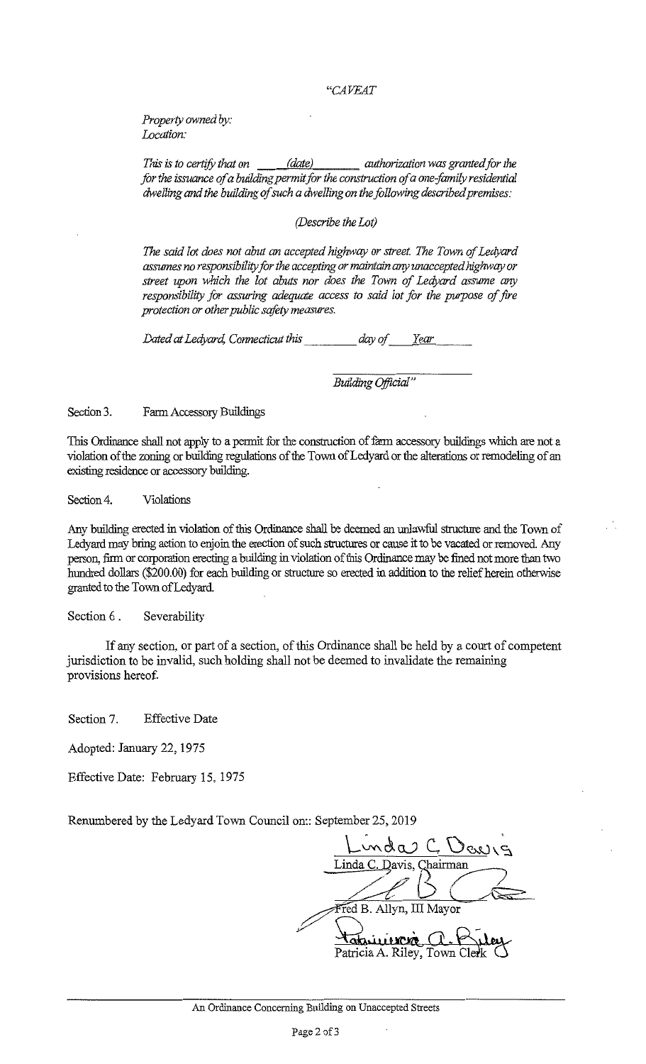*"CAVEAT*

*Property owned by:*
*Location:*

*This is to certify that on \_\_\_\_(date)\_\_\_\_\_\_\_ authorization was granted for the for the issuance of a building permit for the construction of a one-family residential dwelling and the building of such a dwelling on the following described premises:*

*(Describe the Lot)*

*The said lot does not abut an accepted highway or street. The Town of Ledyard assumes no responsibility for the accepting or maintain any unaccepted highway or street upon which the lot abuts nor does the Town of Ledyard assume any responsibility for assuring adequate access to said lot for the purpose of fire protection or other public safety measures.*

*Dated at Ledyard, Connecticut this \_\_\_\_\_\_\_\_ day of \_\_\_Year\_\_\_\_\_\_*

\_\_\_\_\_\_\_\_\_\_\_\_\_\_\_\_\_\_\_\_\_\_\_\_
*Building Official"*

Section 3. Farm Accessory Buildings

This Ordinance shall not apply to a permit for the construction of farm accessory buildings which are not a violation of the zoning or building regulations of the Town of Ledyard or the alterations or remodeling of an existing residence or accessory building.

Section 4. Violations

Any building erected in violation of this Ordinance shall be deemed an unlawful structure and the Town of Ledyard may bring action to enjoin the erection of such structures or cause it to be vacated or removed. Any person, firm or corporation erecting a building in violation of this Ordinance may be fined not more than two hundred dollars ($200.00) for each building or structure so erected in addition to the relief herein otherwise granted to the Town of Ledyard.

Section 6 . Severability

If any section, or part of a section, of this Ordinance shall be held by a court of competent jurisdiction to be invalid, such holding shall not be deemed to invalidate the remaining provisions hereof.

Section 7. Effective Date

Adopted: January 22, 1975

Effective Date: February 15, 1975

Renumbered by the Ledyard Town Council on:: September 25, 2019

Linda C. Davis

Linda C. Davis, Chairman

Fred B. Allyn, III Mayor

Patricia A. Riley, Town Clerk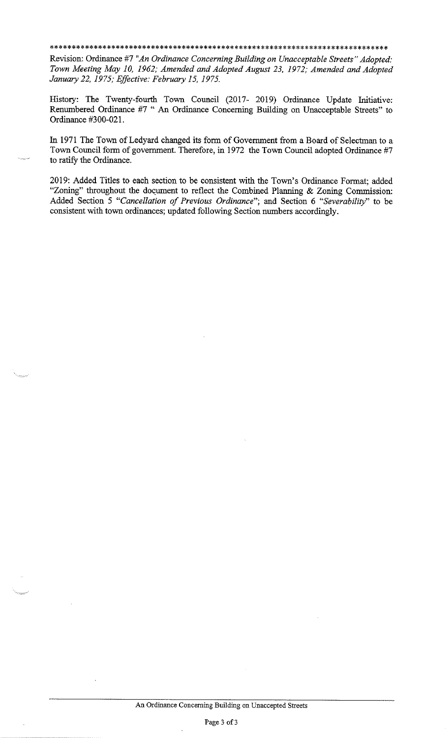*****************************************************************************

Revision: Ordinance #7 *"An Ordinance Concerning Building on Unacceptable Streets" Adopted: Town Meeting May 10, 1962; Amended and Adopted August 23, 1972; Amended and Adopted January 22, 1975; Effective: February 15, 1975.*

History: The Twenty-fourth Town Council (2017- 2019) Ordinance Update Initiative: Renumbered Ordinance #7 " An Ordinance Concerning Building on Unacceptable Streets" to Ordinance #300-021.

In 1971 The Town of Ledyard changed its form of Government from a Board of Selectman to a Town Council form of government. Therefore, in 1972 the Town Council adopted Ordinance #7 to ratify the Ordinance.

2019: Added Titles to each section to be consistent with the Town's Ordinance Format; added "Zoning" throughout the document to reflect the Combined Planning & Zoning Commission: Added Section 5 "*Cancellation of Previous Ordinance*"; and Section 6 "*Severability*" to be consistent with town ordinances; updated following Section numbers accordingly.